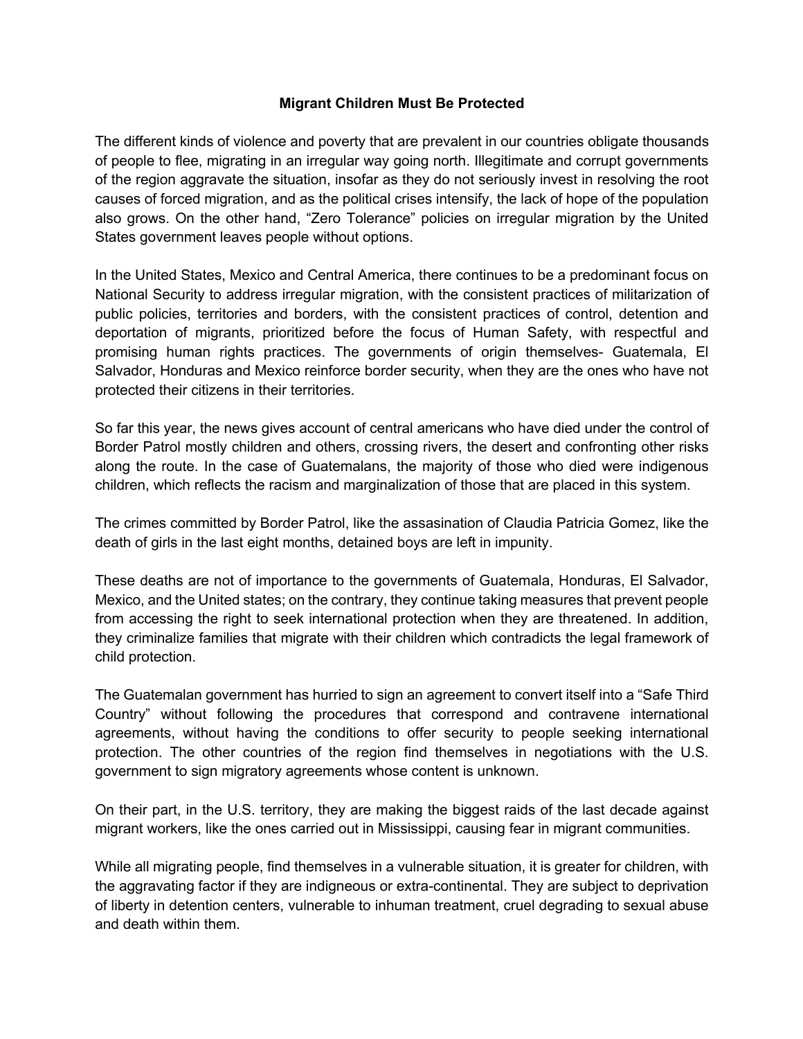**Migrant Children Must Be Protected**

The different kinds of violence and poverty that are prevalent in our countries obligate thousands of people to flee, migrating in an irregular way going north. Illegitimate and corrupt governments of the region aggravate the situation, insofar as they do not seriously invest in resolving the root causes of forced migration, and as the political crises intensify, the lack of hope of the population also grows. On the other hand, "Zero Tolerance" policies on irregular migration by the United States government leaves people without options.

In the United States, Mexico and Central America, there continues to be a predominant focus on National Security to address irregular migration, with the consistent practices of militarization of public policies, territories and borders, with the consistent practices of control, detention and deportation of migrants, prioritized before the focus of Human Safety, with respectful and promising human rights practices. The governments of origin themselves- Guatemala, El Salvador, Honduras and Mexico reinforce border security, when they are the ones who have not protected their citizens in their territories.

So far this year, the news gives account of central americans who have died under the control of Border Patrol mostly children and others, crossing rivers, the desert and confronting other risks along the route. In the case of Guatemalans, the majority of those who died were indigenous children, which reflects the racism and marginalization of those that are placed in this system.

The crimes committed by Border Patrol, like the assasination of Claudia Patricia Gomez, like the death of girls in the last eight months, detained boys are left in impunity.

These deaths are not of importance to the governments of Guatemala, Honduras, El Salvador, Mexico, and the United states; on the contrary, they continue taking measures that prevent people from accessing the right to seek international protection when they are threatened. In addition, they criminalize families that migrate with their children which contradicts the legal framework of child protection.

The Guatemalan government has hurried to sign an agreement to convert itself into a "Safe Third Country" without following the procedures that correspond and contravene international agreements, without having the conditions to offer security to people seeking international protection. The other countries of the region find themselves in negotiations with the U.S. government to sign migratory agreements whose content is unknown.

On their part, in the U.S. territory, they are making the biggest raids of the last decade against migrant workers, like the ones carried out in Mississippi, causing fear in migrant communities.

While all migrating people, find themselves in a vulnerable situation, it is greater for children, with the aggravating factor if they are indigneous or extra-continental. They are subject to deprivation of liberty in detention centers, vulnerable to inhuman treatment, cruel degrading to sexual abuse and death within them.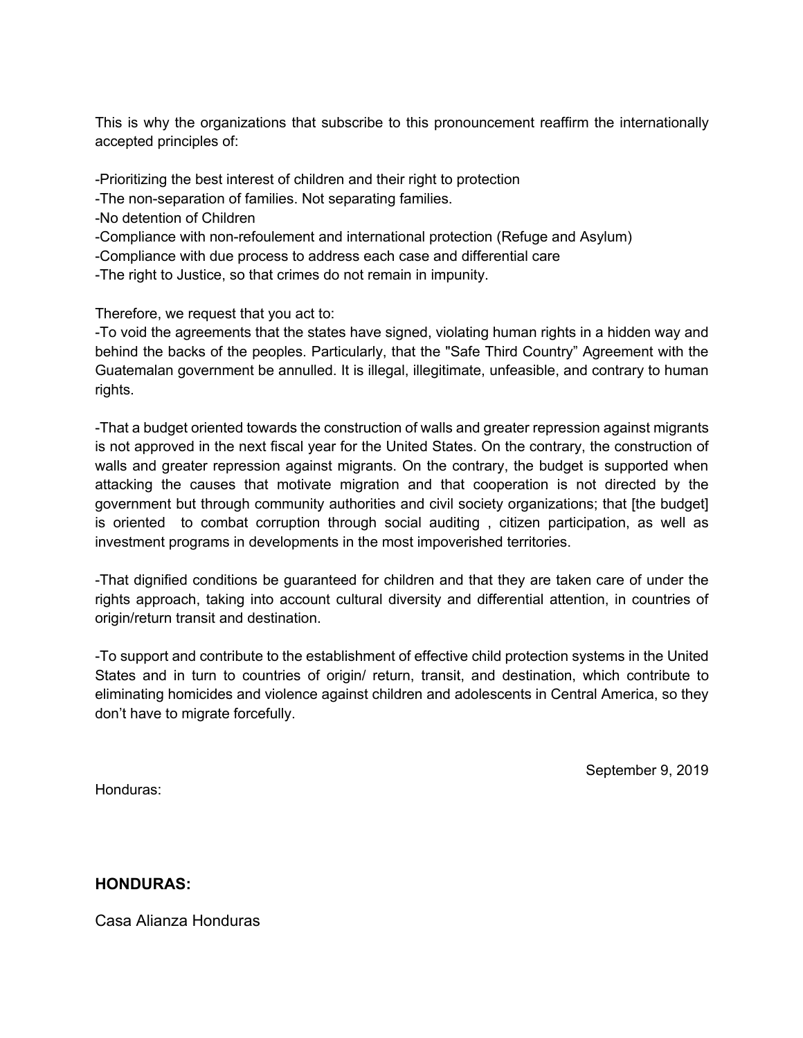This is why the organizations that subscribe to this pronouncement reaffirm the internationally accepted principles of:

-Prioritizing the best interest of children and their right to protection
-The non-separation of families. Not separating families.
-No detention of Children
-Compliance with non-refoulement and international protection (Refuge and Asylum)
-Compliance with due process to address each case and differential care
-The right to Justice, so that crimes do not remain in impunity.

Therefore, we request that you act to:
-To void the agreements that the states have signed, violating human rights in a hidden way and behind the backs of the peoples. Particularly, that the "Safe Third Country" Agreement with the Guatemalan government be annulled. It is illegal, illegitimate, unfeasible, and contrary to human rights.

-That a budget oriented towards the construction of walls and greater repression against migrants is not approved in the next fiscal year for the United States. On the contrary, the construction of walls and greater repression against migrants. On the contrary, the budget is supported when attacking the causes that motivate migration and that cooperation is not directed by the government but through community authorities and civil society organizations; that [the budget] is oriented to combat corruption through social auditing , citizen participation, as well as investment programs in developments in the most impoverished territories.

-That dignified conditions be guaranteed for children and that they are taken care of under the rights approach, taking into account cultural diversity and differential attention, in countries of origin/return transit and destination.

-To support and contribute to the establishment of effective child protection systems in the United States and in turn to countries of origin/ return, transit, and destination, which contribute to eliminating homicides and violence against children and adolescents in Central America, so they don't have to migrate forcefully.

September 9, 2019

Honduras:

**HONDURAS:**

Casa Alianza Honduras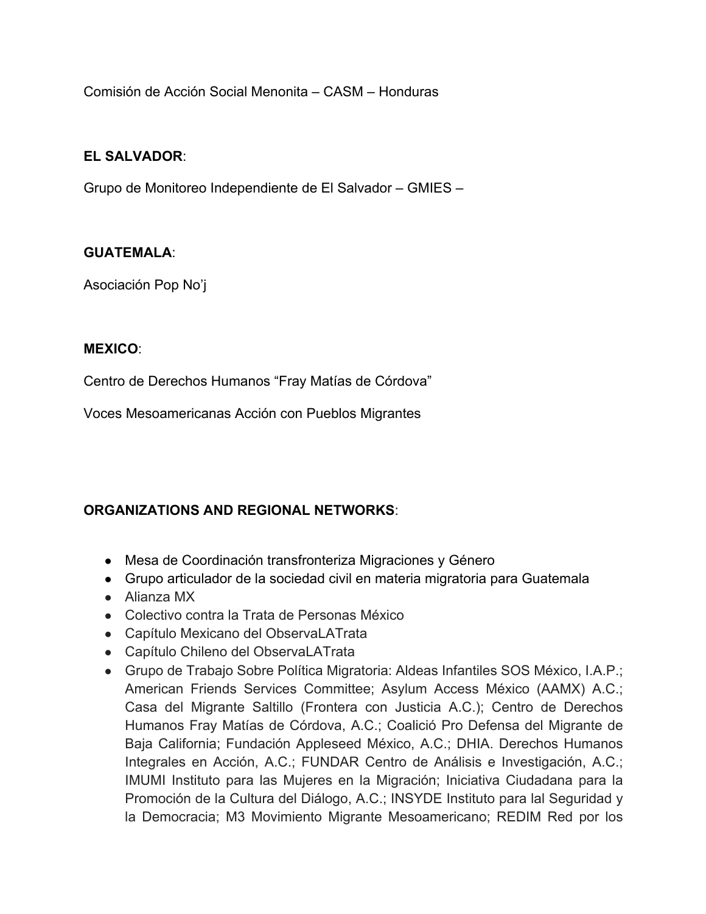Comisión de Acción Social Menonita – CASM – Honduras

**EL SALVADOR**:

Grupo de Monitoreo Independiente de El Salvador – GMIES –

**GUATEMALA**:

Asociación Pop No'j

**MEXICO**:

Centro de Derechos Humanos "Fray Matías de Córdova"

Voces Mesoamericanas Acción con Pueblos Migrantes

**ORGANIZATIONS AND REGIONAL NETWORKS**:

- Mesa de Coordinación transfronteriza Migraciones y Género
- Grupo articulador de la sociedad civil en materia migratoria para Guatemala
- Alianza MX
- Colectivo contra la Trata de Personas México
- Capítulo Mexicano del ObservaLATrata
- Capítulo Chileno del ObservaLATrata
- Grupo de Trabajo Sobre Política Migratoria: Aldeas Infantiles SOS México, I.A.P.; American Friends Services Committee; Asylum Access México (AAMX) A.C.; Casa del Migrante Saltillo (Frontera con Justicia A.C.); Centro de Derechos Humanos Fray Matías de Córdova, A.C.; Coalició Pro Defensa del Migrante de Baja California; Fundación Appleseed México, A.C.; DHIA. Derechos Humanos Integrales en Acción, A.C.; FUNDAR Centro de Análisis e Investigación, A.C.; IMUMI Instituto para las Mujeres en la Migración; Iniciativa Ciudadana para la Promoción de la Cultura del Diálogo, A.C.; INSYDE Instituto para lal Seguridad y la Democracia; M3 Movimiento Migrante Mesoamericano; REDIM Red por los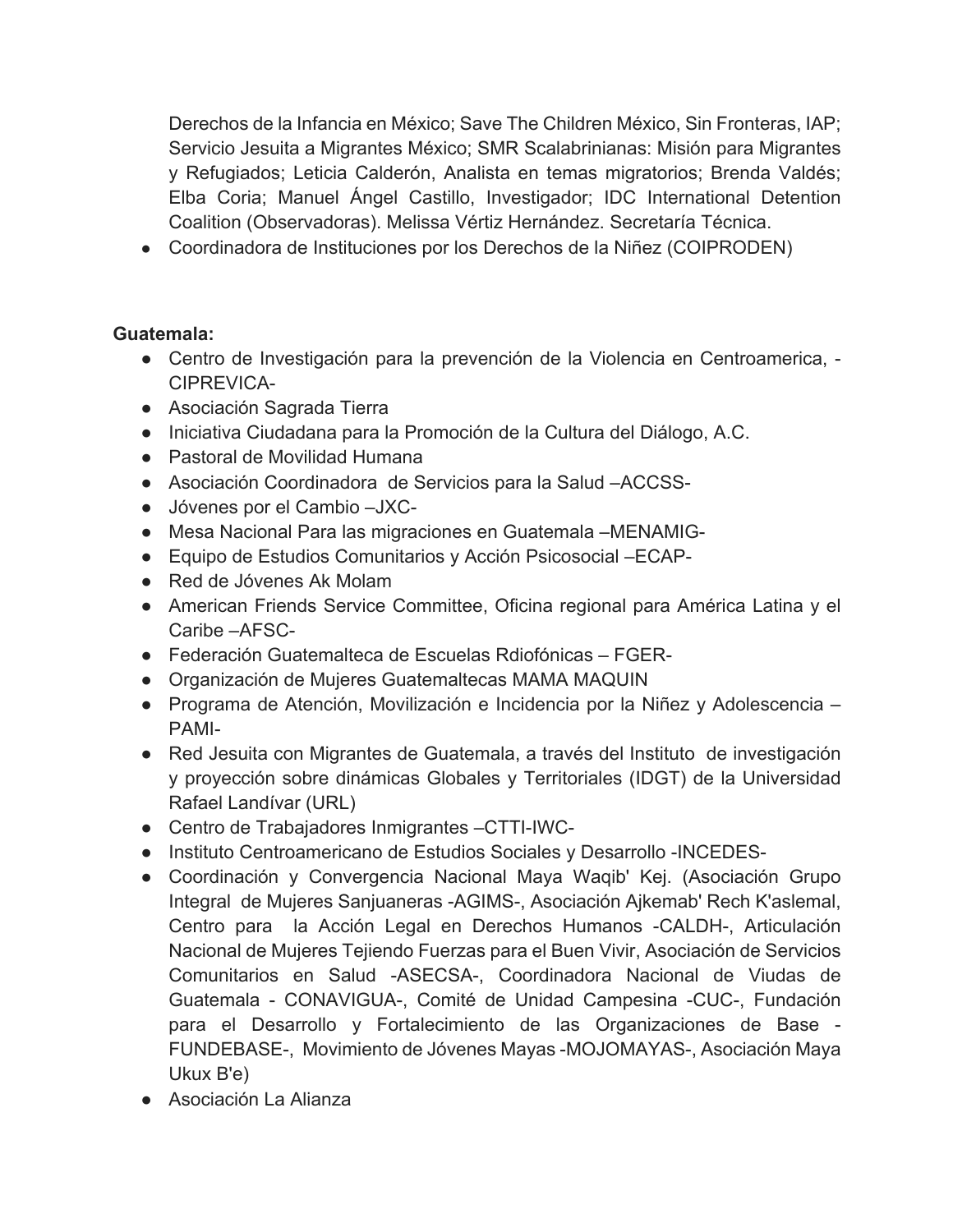Derechos de la Infancia en México; Save The Children México, Sin Fronteras, IAP; Servicio Jesuita a Migrantes México; SMR Scalabrinianas: Misión para Migrantes y Refugiados; Leticia Calderón, Analista en temas migratorios; Brenda Valdés; Elba Coria; Manuel Ángel Castillo, Investigador; IDC International Detention Coalition (Observadoras). Melissa Vértiz Hernández. Secretaría Técnica.

- Coordinadora de Instituciones por los Derechos de la Niñez (COIPRODEN)

**Guatemala:**

- Centro de Investigación para la prevención de la Violencia en Centroamerica, -CIPREVICA-
- Asociación Sagrada Tierra
- Iniciativa Ciudadana para la Promoción de la Cultura del Diálogo, A.C.
- Pastoral de Movilidad Humana
- Asociación Coordinadora de Servicios para la Salud –ACCSS-
- Jóvenes por el Cambio –JXC-
- Mesa Nacional Para las migraciones en Guatemala –MENAMIG-
- Equipo de Estudios Comunitarios y Acción Psicosocial –ECAP-
- Red de Jóvenes Ak Molam
- American Friends Service Committee, Oficina regional para América Latina y el Caribe –AFSC-
- Federación Guatemalteca de Escuelas Rdiofónicas – FGER-
- Organización de Mujeres Guatemaltecas MAMA MAQUIN
- Programa de Atención, Movilización e Incidencia por la Niñez y Adolescencia –PAMI-
- Red Jesuita con Migrantes de Guatemala, a través del Instituto de investigación y proyección sobre dinámicas Globales y Territoriales (IDGT) de la Universidad Rafael Landívar (URL)
- Centro de Trabajadores Inmigrantes –CTTI-IWC-
- Instituto Centroamericano de Estudios Sociales y Desarrollo -INCEDES-
- Coordinación y Convergencia Nacional Maya Waqib' Kej. (Asociación Grupo Integral de Mujeres Sanjuaneras -AGIMS-, Asociación Ajkemab' Rech K'aslemal, Centro para la Acción Legal en Derechos Humanos -CALDH-, Articulación Nacional de Mujeres Tejiendo Fuerzas para el Buen Vivir, Asociación de Servicios Comunitarios en Salud -ASECSA-, Coordinadora Nacional de Viudas de Guatemala - CONAVIGUA-, Comité de Unidad Campesina -CUC-, Fundación para el Desarrollo y Fortalecimiento de las Organizaciones de Base - FUNDEBASE-, Movimiento de Jóvenes Mayas -MOJOMAYAS-, Asociación Maya Ukux B'e)
- Asociación La Alianza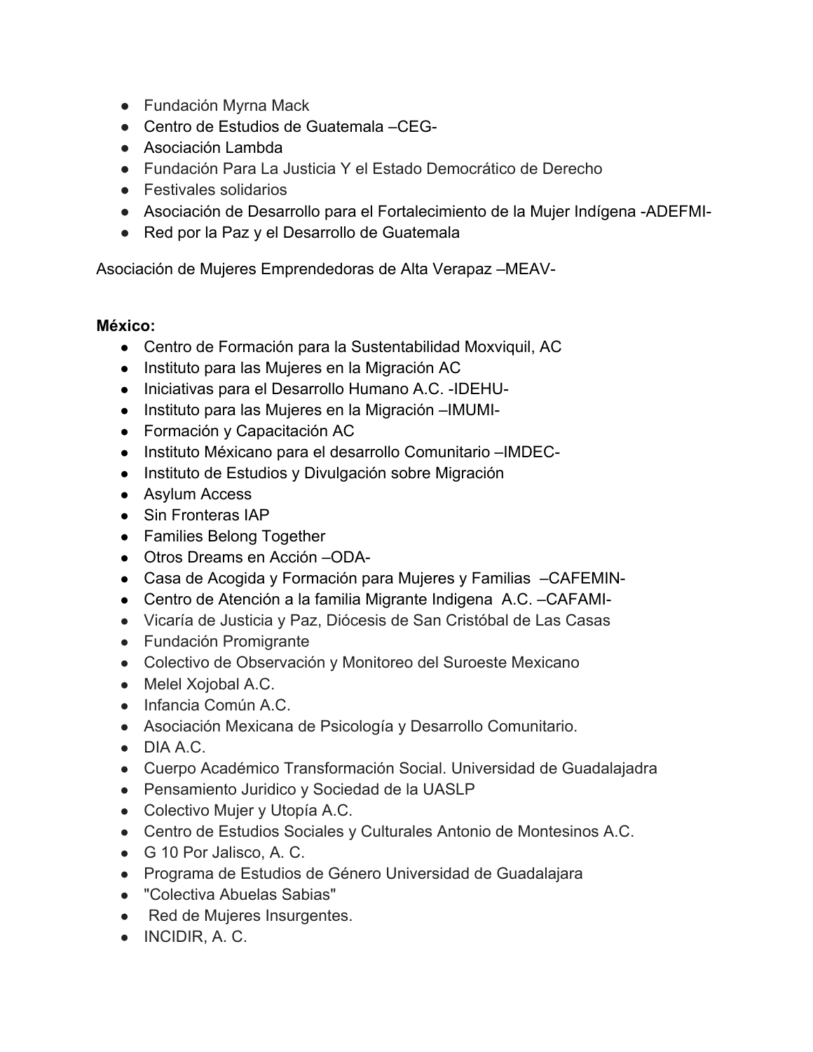- Fundación Myrna Mack
- Centro de Estudios de Guatemala –CEG-
- Asociación Lambda
- Fundación Para La Justicia Y el Estado Democrático de Derecho
- Festivales solidarios
- Asociación de Desarrollo para el Fortalecimiento de la Mujer Indígena -ADEFMI-
- Red por la Paz y el Desarrollo de Guatemala

Asociación de Mujeres Emprendedoras de Alta Verapaz –MEAV-

**México:**

- Centro de Formación para la Sustentabilidad Moxviquil, AC
- Instituto para las Mujeres en la Migración AC
- Iniciativas para el Desarrollo Humano A.C. -IDEHU-
- Instituto para las Mujeres en la Migración –IMUMI-
- Formación y Capacitación AC
- InstitutoMéxicano para el desarrollo Comunitario –IMDEC-
- Instituto de Estudios y Divulgación sobre Migración
- Asylum Access
- Sin Fronteras IAP
- Families Belong Together
- Otros Dreams en Acción –ODA-
- Casa de Acogida y Formación para Mujeres y Familias –CAFEMIN-
- Centro de Atención a la familia Migrante Indigena A.C. –CAFAMI-
- Vicaría de Justicia y Paz, Diócesis de San Cristóbal de Las Casas
- Fundación Promigrante
- Colectivo de Observación y Monitoreo del Suroeste Mexicano
- Melel Xojobal A.C.
- Infancia Común A.C.
- Asociación Mexicana de Psicología y Desarrollo Comunitario.
- DIA A.C.
- Cuerpo Académico Transformación Social. Universidad de Guadalajadra
- Pensamiento Juridico y Sociedad de la UASLP
- Colectivo Mujer y Utopía A.C.
- Centro de Estudios Sociales y Culturales Antonio de Montesinos A.C.
- G 10 Por Jalisco, A. C.
- Programa de Estudios de Género Universidad de Guadalajara
- "Colectiva Abuelas Sabias"
- Red de Mujeres Insurgentes.
- INCIDIR, A. C.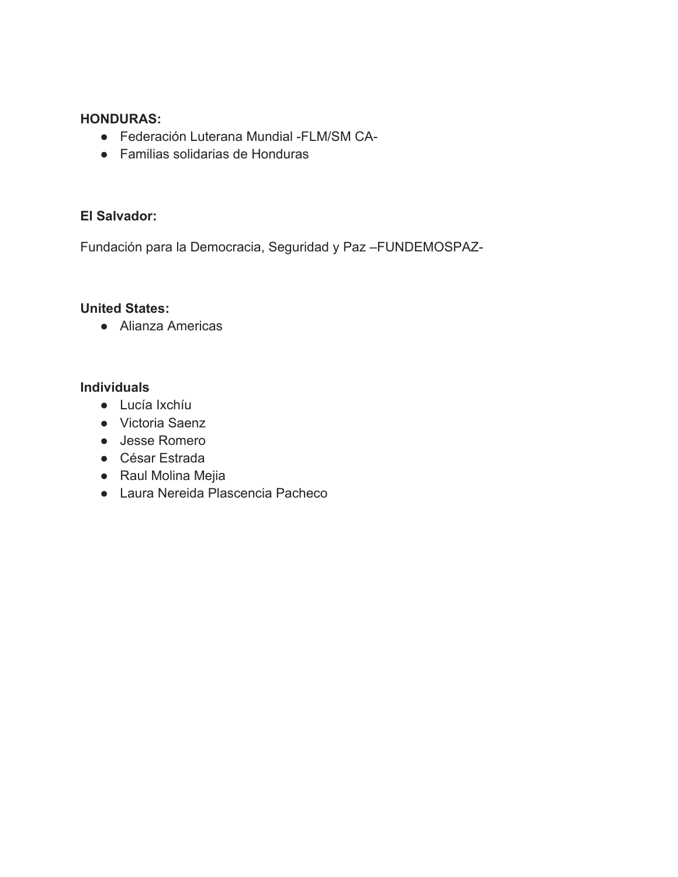**HONDURAS:**

- Federación Luterana Mundial -FLM/SM CA-
- Familias solidarias de Honduras

**El Salvador:**

Fundación para la Democracia, Seguridad y Paz –FUNDEMOSPAZ-

**United States:**

- Alianza Americas

**Individuals**

- Lucía Ixchíu
- Victoria Saenz
- Jesse Romero
- César Estrada
- Raul Molina Mejia
- Laura Nereida Plascencia Pacheco